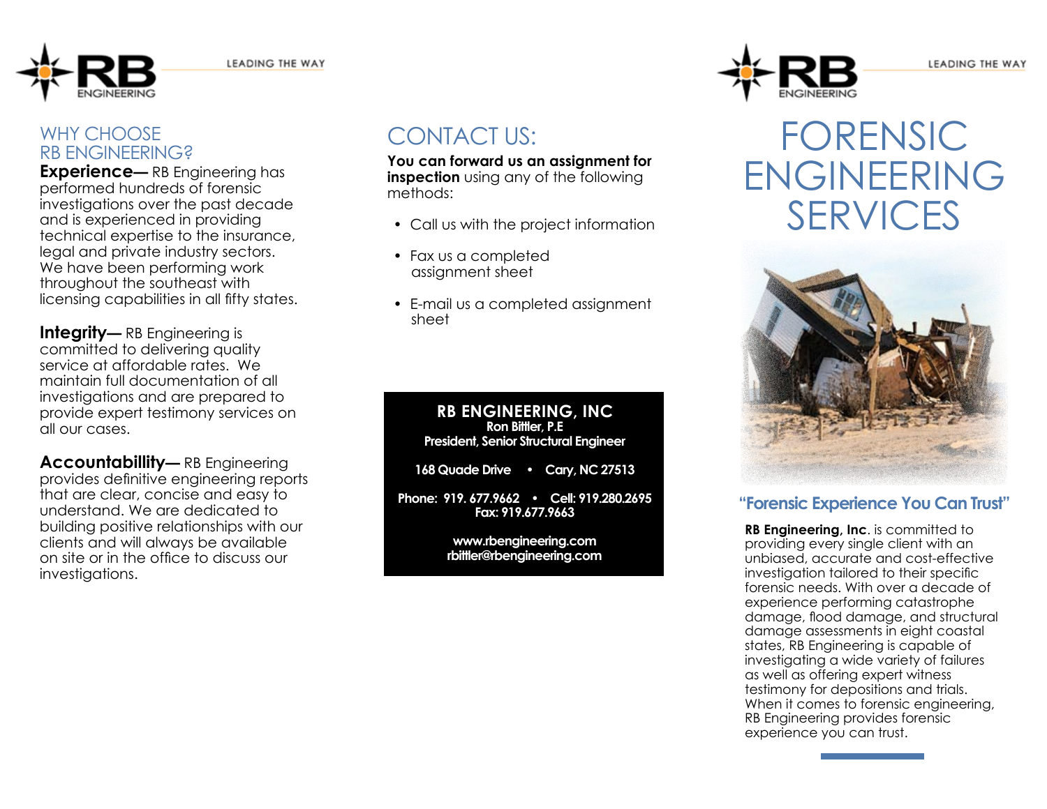RB ENGINEERING

LEADING THE WAY

## WHY CHOOSE RB ENGINEERING?

**Experience—** RB Engineering has performed hundreds of forensic investigations over the past decade and is experienced in providing technical expertise to the insurance, legal and private industry sectors. We have been performing work throughout the southeast with licensing capabilities in all fifty states.

**Integrity—** RB Engineering is committed to delivering quality service at affordable rates. We maintain full documentation of all investigations and are prepared to provide expert testimony services on all our cases.

**Accountabillity—** RB Engineering provides definitive engineering reports that are clear, concise and easy to understand. We are dedicated to building positive relationships with our clients and will always be available on site or in the office to discuss our investigations.

## CONTACT US:

**You can forward us an assignment for inspection** using any of the following methods:

- Call us with the project information
- Fax us a completed assignment sheet
- E-mail us a completed assignment sheet

**RB ENGINEERING, INC**
**Ron Bittler, P.E**
**President, Senior Structural Engineer**

**168 Quade Drive • Cary, NC 27513**

**Phone: 919. 677.9662 • Cell: 919.280.2695**
**Fax: 919.677.9663**

**www.rbengineering.com**
**rbittler@rbengineering.com**

RB ENGINEERING

LEADING THE WAY

# FORENSIC ENGINEERING SERVICES

### "Forensic Experience You Can Trust"

**RB Engineering, Inc**. is committed to providing every single client with an unbiased, accurate and cost-effective investigation tailored to their specific forensic needs. With over a decade of experience performing catastrophe damage, flood damage, and structural damage assessments in eight coastal states, RB Engineering is capable of investigating a wide variety of failures as well as offering expert witness testimony for depositions and trials. When it comes to forensic engineering, RB Engineering provides forensic experience you can trust.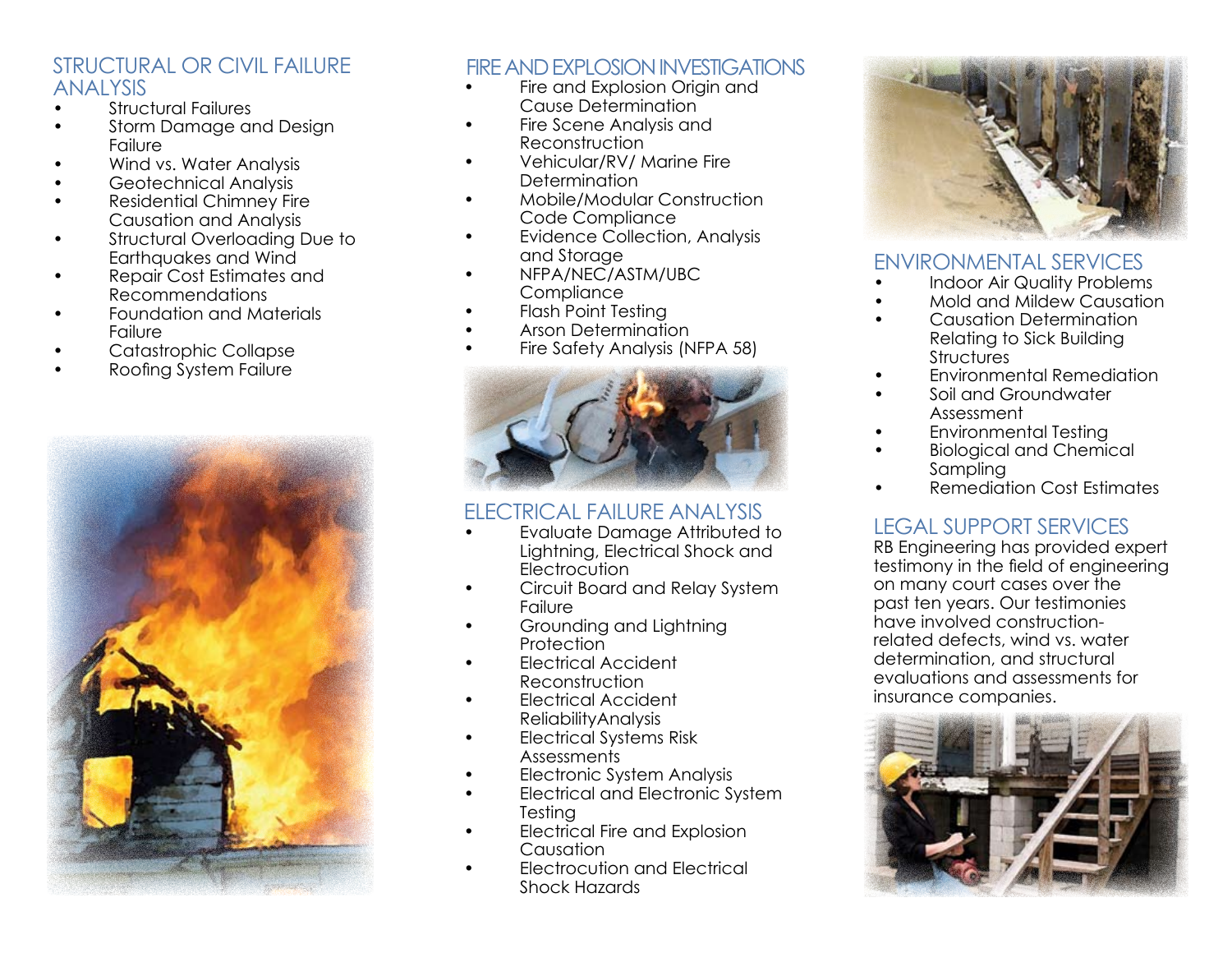## STRUCTURAL OR CIVIL FAILURE ANALYSIS

- Structural Failures
- Storm Damage and Design Failure
- Wind vs. Water Analysis
- Geotechnical Analysis
- Residential Chimney Fire Causation and Analysis
- Structural Overloading Due to Earthquakes and Wind
- Repair Cost Estimates and Recommendations
- Foundation and Materials Failure
- Catastrophic Collapse
- Roofing System Failure

## FIRE AND EXPLOSION INVESTIGATIONS

- Fire and Explosion Origin and Cause Determination
- Fire Scene Analysis and Reconstruction
- Vehicular/RV/ Marine Fire Determination
- Mobile/Modular Construction Code Compliance
- Evidence Collection, Analysis and Storage
- NFPA/NEC/ASTM/UBC Compliance
- Flash Point Testing
- Arson Determination
- Fire Safety Analysis (NFPA 58)

## ELECTRICAL FAILURE ANALYSIS

- Evaluate Damage Attributed to Lightning, Electrical Shock and Electrocution
- Circuit Board and Relay System Failure
- Grounding and Lightning Protection
- Electrical Accident Reconstruction
- Electrical Accident ReliabilityAnalysis
- Electrical Systems Risk Assessments
- Electronic System Analysis
- Electrical and Electronic System Testing
- Electrical Fire and Explosion Causation
- Electrocution and Electrical Shock Hazards

## ENVIRONMENTAL SERVICES

- Indoor Air Quality Problems
- Mold and Mildew Causation
- Causation Determination Relating to Sick Building Structures
- Environmental Remediation
- Soil and Groundwater Assessment
- Environmental Testing
- Biological and Chemical Sampling
- Remediation Cost Estimates

## LEGAL SUPPORT SERVICES

RB Engineering has provided expert testimony in the field of engineering on many court cases over the past ten years. Our testimonies have involved construction-related defects, wind vs. water determination, and structural evaluations and assessments for insurance companies.